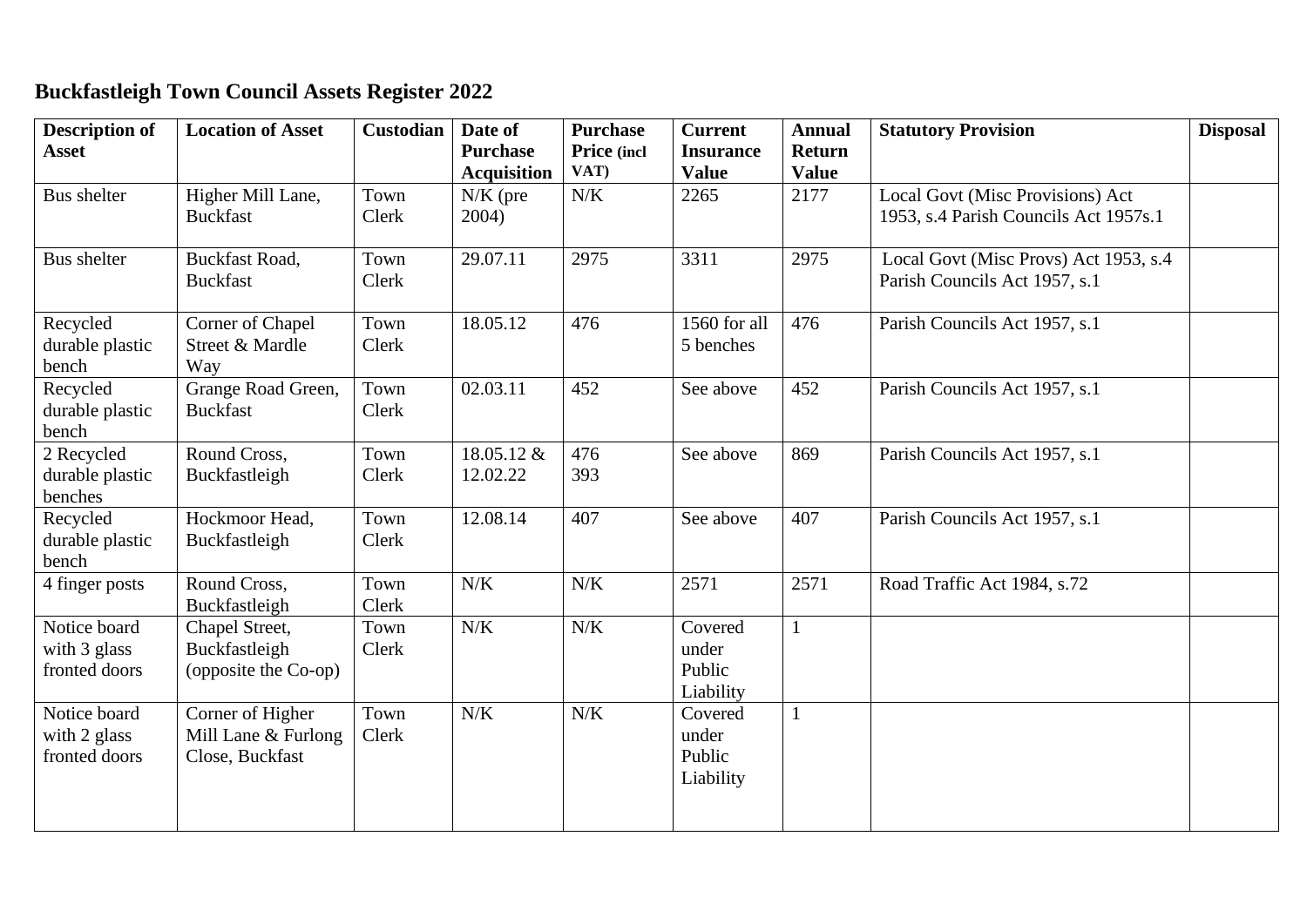# Buckfastleigh Town Council Assets Register 2022

| Description of Asset | Location of Asset | Custodian | Date of Purchase Acquisition | Purchase Price (incl VAT) | Current Insurance Value | Annual Return Value | Statutory Provision | Disposal |
|---|---|---|---|---|---|---|---|---|
| Bus shelter | Higher Mill Lane, Buckfast | Town Clerk | N/K (pre 2004) | N/K | 2265 | 2177 | Local Govt (Misc Provisions) Act 1953, s.4 Parish Councils Act 1957s.1 | |
| Bus shelter | Buckfast Road, Buckfast | Town Clerk | 29.07.11 | 2975 | 3311 | 2975 | Local Govt (Misc Provs) Act 1953, s.4 Parish Councils Act 1957, s.1 | |
| Recycled durable plastic bench | Corner of Chapel Street & Mardle Way | Town Clerk | 18.05.12 | 476 | 1560 for all 5 benches | 476 | Parish Councils Act 1957, s.1 | |
| Recycled durable plastic bench | Grange Road Green, Buckfast | Town Clerk | 02.03.11 | 452 | See above | 452 | Parish Councils Act 1957, s.1 | |
| 2 Recycled durable plastic benches | Round Cross, Buckfastleigh | Town Clerk | 18.05.12 & 12.02.22 | 476 393 | See above | 869 | Parish Councils Act 1957, s.1 | |
| Recycled durable plastic bench | Hockmoor Head, Buckfastleigh | Town Clerk | 12.08.14 | 407 | See above | 407 | Parish Councils Act 1957, s.1 | |
| 4 finger posts | Round Cross, Buckfastleigh | Town Clerk | N/K | N/K | 2571 | 2571 | Road Traffic Act 1984, s.72 | |
| Notice board with 3 glass fronted doors | Chapel Street, Buckfastleigh (opposite the Co-op) | Town Clerk | N/K | N/K | Covered under Public Liability | 1 | | |
| Notice board with 2 glass fronted doors | Corner of Higher Mill Lane & Furlong Close, Buckfast | Town Clerk | N/K | N/K | Covered under Public Liability | 1 | | |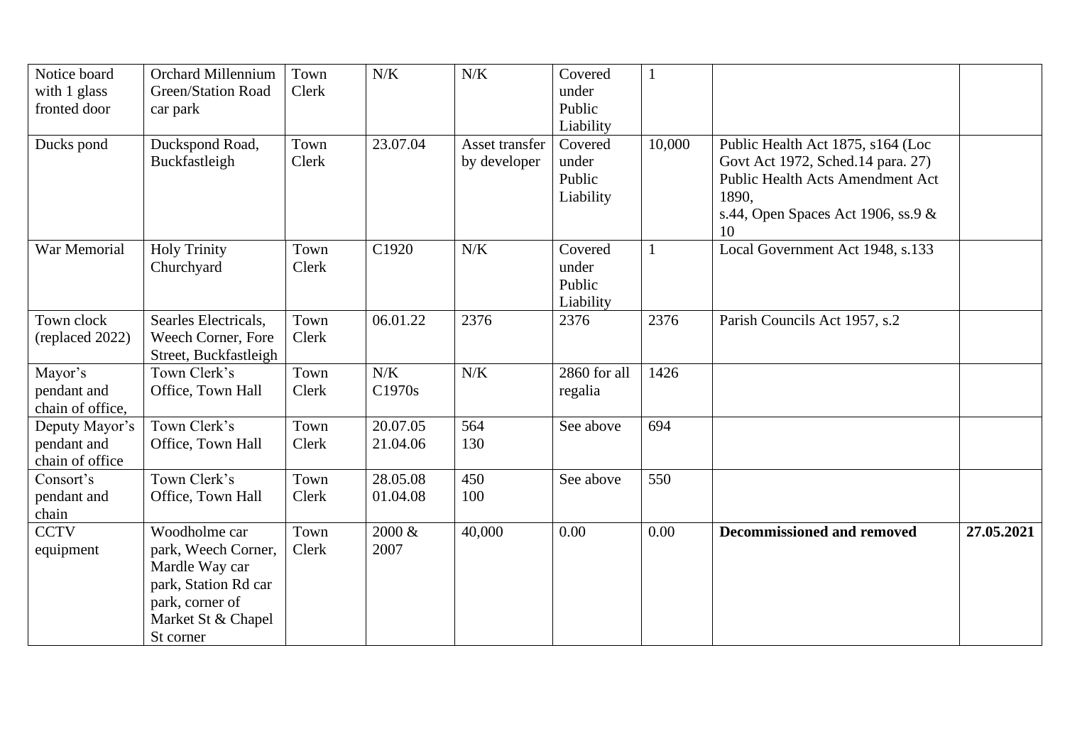| Notice board with 1 glass fronted door | Orchard Millennium Green/Station Road car park | Town Clerk | N/K | N/K | Covered under Public Liability | 1 | | |
|---|---|---|---|---|---|---|---|---|
| Ducks pond | Duckspond Road, Buckfastleigh | Town Clerk | 23.07.04 | Asset transfer by developer | Covered under Public Liability | 10,000 | Public Health Act 1875, s164 (Loc Govt Act 1972, Sched.14 para. 27) Public Health Acts Amendment Act 1890, s.44, Open Spaces Act 1906, ss.9 & 10 | |
| War Memorial | Holy Trinity Churchyard | Town Clerk | C1920 | N/K | Covered under Public Liability | 1 | Local Government Act 1948, s.133 | |
| Town clock (replaced 2022) | Searles Electricals, Weech Corner, Fore Street, Buckfastleigh | Town Clerk | 06.01.22 | 2376 | 2376 | 2376 | Parish Councils Act 1957, s.2 | |
| Mayor's pendant and chain of office, | Town Clerk's Office, Town Hall | Town Clerk | N/K C1970s | N/K | 2860 for all regalia | 1426 | | |
| Deputy Mayor's pendant and chain of office | Town Clerk's Office, Town Hall | Town Clerk | 20.07.05 21.04.06 | 564 130 | See above | 694 | | |
| Consort's pendant and chain | Town Clerk's Office, Town Hall | Town Clerk | 28.05.08 01.04.08 | 450 100 | See above | 550 | | |
| CCTV equipment | Woodholme car park, Weech Corner, Mardle Way car park, Station Rd car park, corner of Market St & Chapel St corner | Town Clerk | 2000 & 2007 | 40,000 | 0.00 | 0.00 | **Decommissioned and removed** | **27.05.2021** |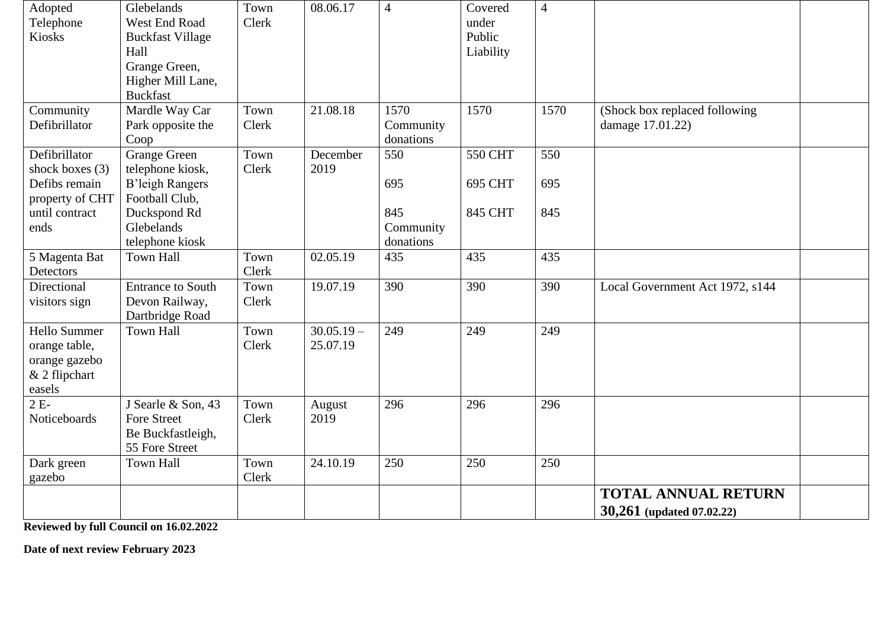| | | | | | | | | |
|---|---|---|---|---|---|---|---|---|
| Adopted Telephone Kiosks | Glebelands West End Road Buckfast Village Hall Grange Green, Higher Mill Lane, Buckfast | Town Clerk | 08.06.17 | 4 | Covered under Public Liability | 4 | | |
| Community Defibrillator | Mardle Way Car Park opposite the Coop | Town Clerk | 21.08.18 | 1570 Community donations | 1570 | 1570 | (Shock box replaced following damage 17.01.22) | |
| Defibrillator shock boxes (3) Defibs remain property of CHT until contract ends | Grange Green telephone kiosk, B'leigh Rangers Football Club, Duckspond Rd Glebelands telephone kiosk | Town Clerk | December 2019 | 550<br><br>695<br><br>845 Community donations | 550 CHT<br><br>695 CHT<br><br>845 CHT | 550<br><br>695<br><br>845 | | |
| 5 Magenta Bat Detectors | Town Hall | Town Clerk | 02.05.19 | 435 | 435 | 435 | | |
| Directional visitors sign | Entrance to South Devon Railway, Dartbridge Road | Town Clerk | 19.07.19 | 390 | 390 | 390 | Local Government Act 1972, s144 | |
| Hello Summer orange table, orange gazebo & 2 flipchart easels | Town Hall | Town Clerk | 30.05.19 – 25.07.19 | 249 | 249 | 249 | | |
| 2 E-Noticeboards | J Searle & Son, 43 Fore Street Be Buckfastleigh, 55 Fore Street | Town Clerk | August 2019 | 296 | 296 | 296 | | |
| Dark green gazebo | Town Hall | Town Clerk | 24.10.19 | 250 | 250 | 250 | | |
| | | | | | | | **TOTAL ANNUAL RETURN 30,261** **(updated 07.02.22)** | |

**Reviewed by full Council on 16.02.2022**

**Date of next review February 2023**